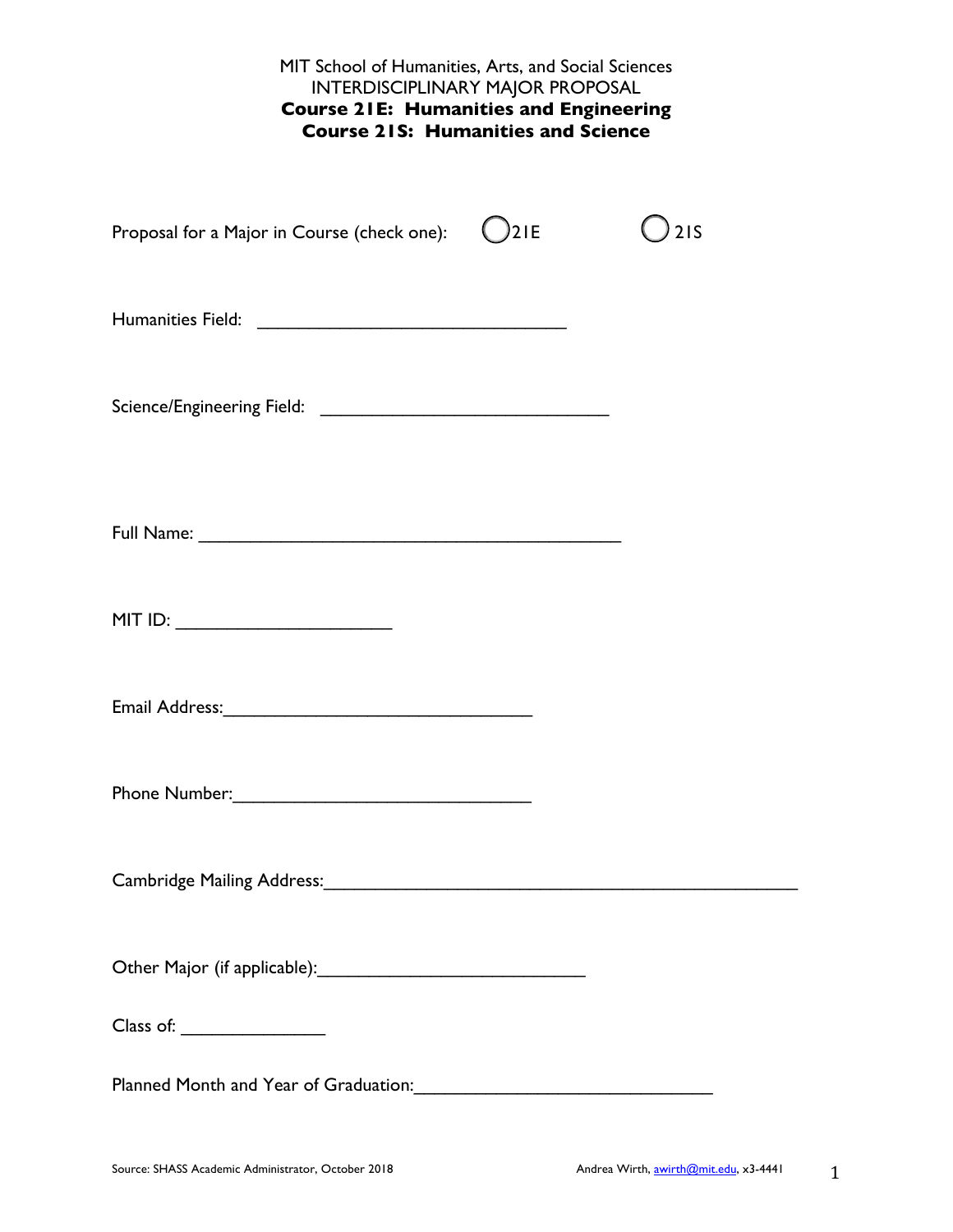MIT School of Humanities, Arts, and Social Sciences

INTERDISCIPLINARY MAJOR PROPOSAL

**Course 21E: Humanities and Engineering**

**Course 21S: Humanities and Science**

Proposal for a Major in Course (check one): ◯ 21E ◯ 21S

Humanities Field: ______________________________

Science/Engineering Field: ____________________________

Full Name: ________________________________________

MIT ID: ____________________

Email Address: _____________________________

Phone Number: ____________________________

Cambridge Mailing Address: _____________________________________________

Other Major (if applicable): _________________________

Class of: _____________

Planned Month and Year of Graduation: ____________________________

Source: SHASS Academic Administrator, October 2018

Andrea Wirth, awirth@mit.edu, x3-4441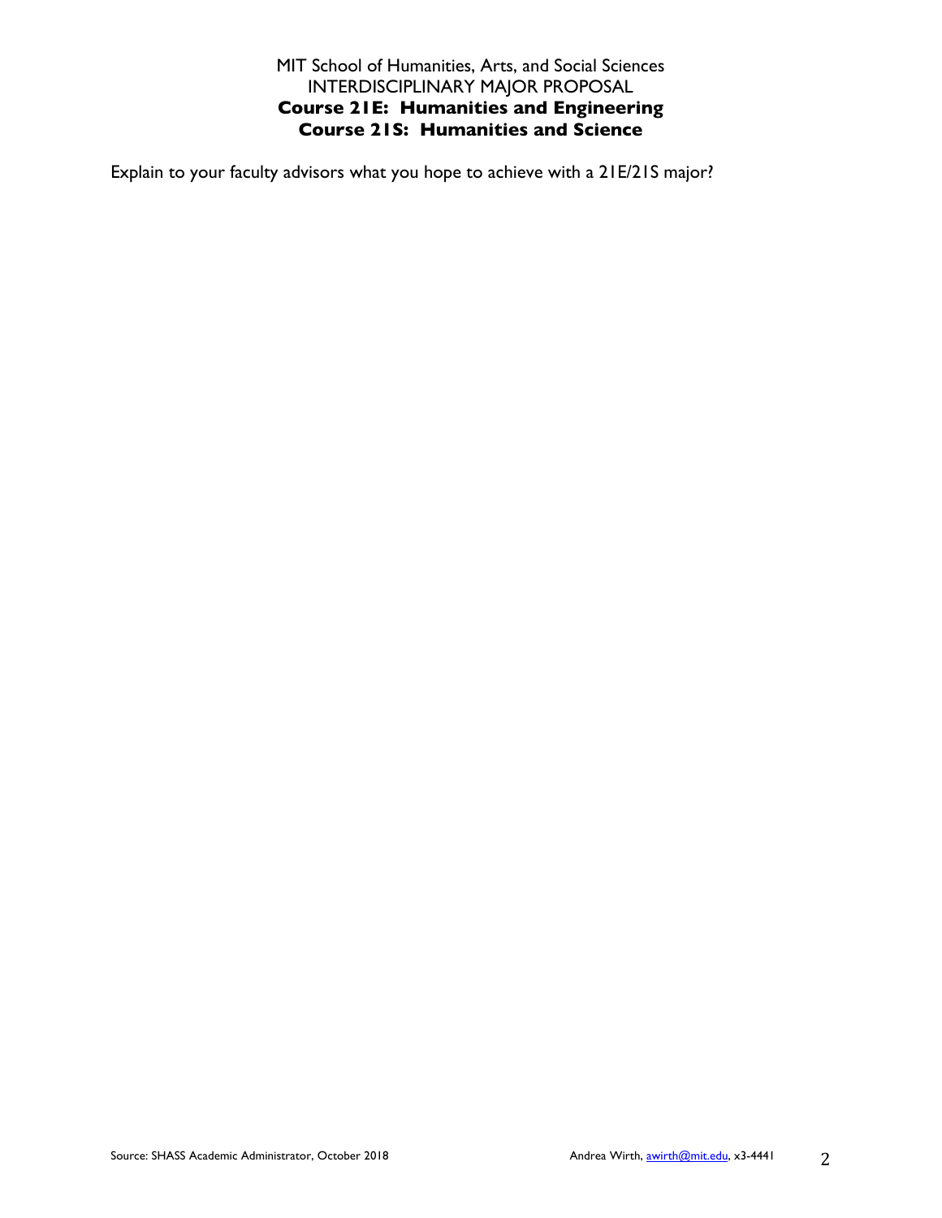MIT School of Humanities, Arts, and Social Sciences
INTERDISCIPLINARY MAJOR PROPOSAL

**Course 21E: Humanities and Engineering**
**Course 21S: Humanities and Science**

Explain to your faculty advisors what you hope to achieve with a 21E/21S major?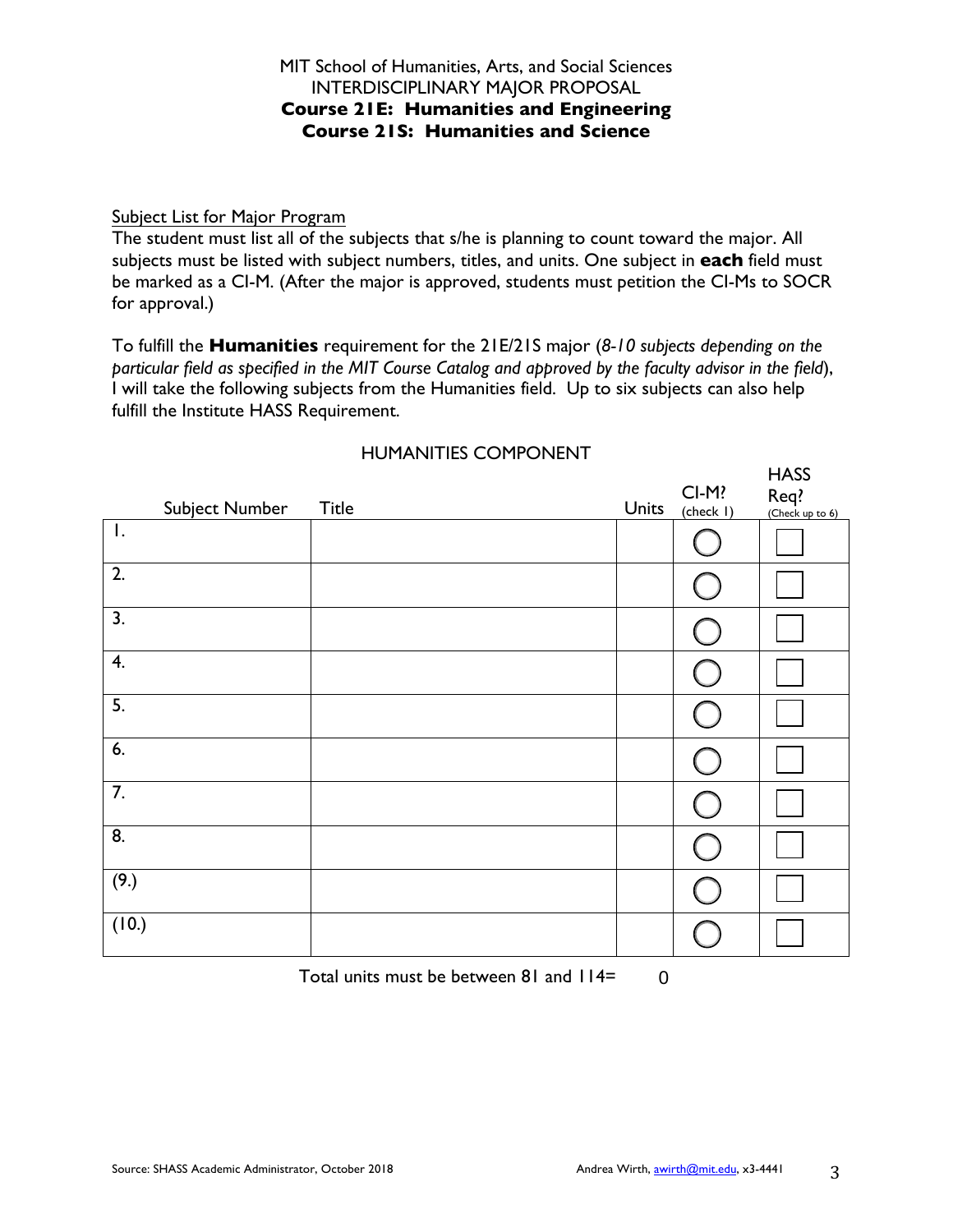MIT School of Humanities, Arts, and Social Sciences
INTERDISCIPLINARY MAJOR PROPOSAL
**Course 21E: Humanities and Engineering**
**Course 21S: Humanities and Science**

Subject List for Major Program

The student must list all of the subjects that s/he is planning to count toward the major. All subjects must be listed with subject numbers, titles, and units. One subject in **each** field must be marked as a CI-M. (After the major is approved, students must petition the CI-Ms to SOCR for approval.)

To fulfill the **Humanities** requirement for the 21E/21S major (*8-10 subjects depending on the particular field as specified in the MIT Course Catalog and approved by the faculty advisor in the field*), I will take the following subjects from the Humanities field. Up to six subjects can also help fulfill the Institute HASS Requirement.

HUMANITIES COMPONENT

| Subject Number | Title | Units | CI-M? (check 1) | HASS Req? (Check up to 6) |
|---|---|---|---|---|
| 1. | | | ◯ | ☐ |
| 2. | | | ◯ | ☐ |
| 3. | | | ◯ | ☐ |
| 4. | | | ◯ | ☐ |
| 5. | | | ◯ | ☐ |
| 6. | | | ◯ | ☐ |
| 7. | | | ◯ | ☐ |
| 8. | | | ◯ | ☐ |
| (9.) | | | ◯ | ☐ |
| (10.) | | | ◯ | ☐ |

Total units must be between 81 and 114= 0

Source: SHASS Academic Administrator, October 2018

Andrea Wirth, awirth@mit.edu, x3-4441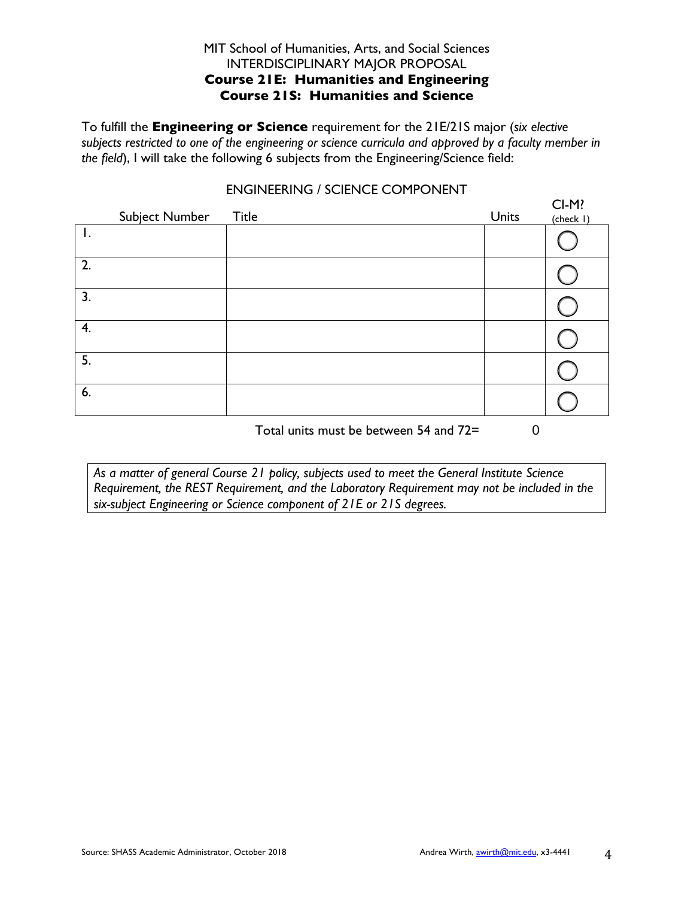MIT School of Humanities, Arts, and Social Sciences
INTERDISCIPLINARY MAJOR PROPOSAL

**Course 21E: Humanities and Engineering**
**Course 21S: Humanities and Science**

To fulfill the **Engineering or Science** requirement for the 21E/21S major (*six elective subjects restricted to one of the engineering or science curricula and approved by a faculty member in the field*), I will take the following 6 subjects from the Engineering/Science field:

ENGINEERING / SCIENCE COMPONENT

| Subject Number | Title | Units | CI-M? (check 1) |
|---|---|---|---|
| 1. | | | ○ |
| 2. | | | ○ |
| 3. | | | ○ |
| 4. | | | ○ |
| 5. | | | ○ |
| 6. | | | ○ |

Total units must be between 54 and 72= 0

*As a matter of general Course 21 policy, subjects used to meet the General Institute Science Requirement, the REST Requirement, and the Laboratory Requirement may not be included in the six-subject Engineering or Science component of 21E or 21S degrees.*

Source: SHASS Academic Administrator, October 2018

Andrea Wirth, awirth@mit.edu, x3-4441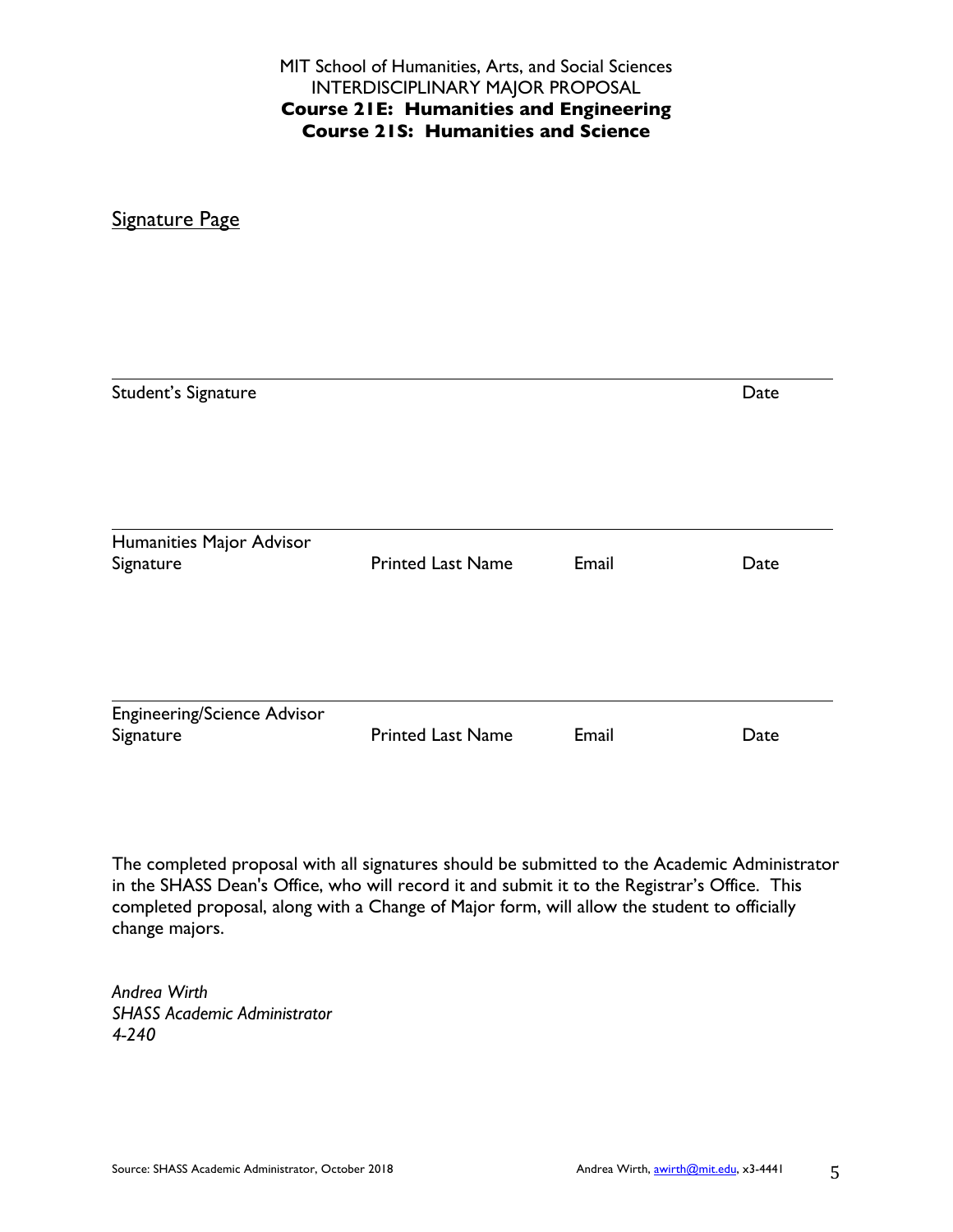MIT School of Humanities, Arts, and Social Sciences
INTERDISCIPLINARY MAJOR PROPOSAL
**Course 21E: Humanities and Engineering**
**Course 21S: Humanities and Science**

## Signature Page

_______________________________________________________________________________

Student's Signature                                                                                                    Date

_______________________________________________________________________________

Humanities Major Advisor
Signature                    Printed Last Name                    Email                    Date

_______________________________________________________________________________

Engineering/Science Advisor
Signature                    Printed Last Name                    Email                    Date

The completed proposal with all signatures should be submitted to the Academic Administrator in the SHASS Dean's Office, who will record it and submit it to the Registrar's Office. This completed proposal, along with a Change of Major form, will allow the student to officially change majors.

*Andrea Wirth*
*SHASS Academic Administrator*
*4-240*